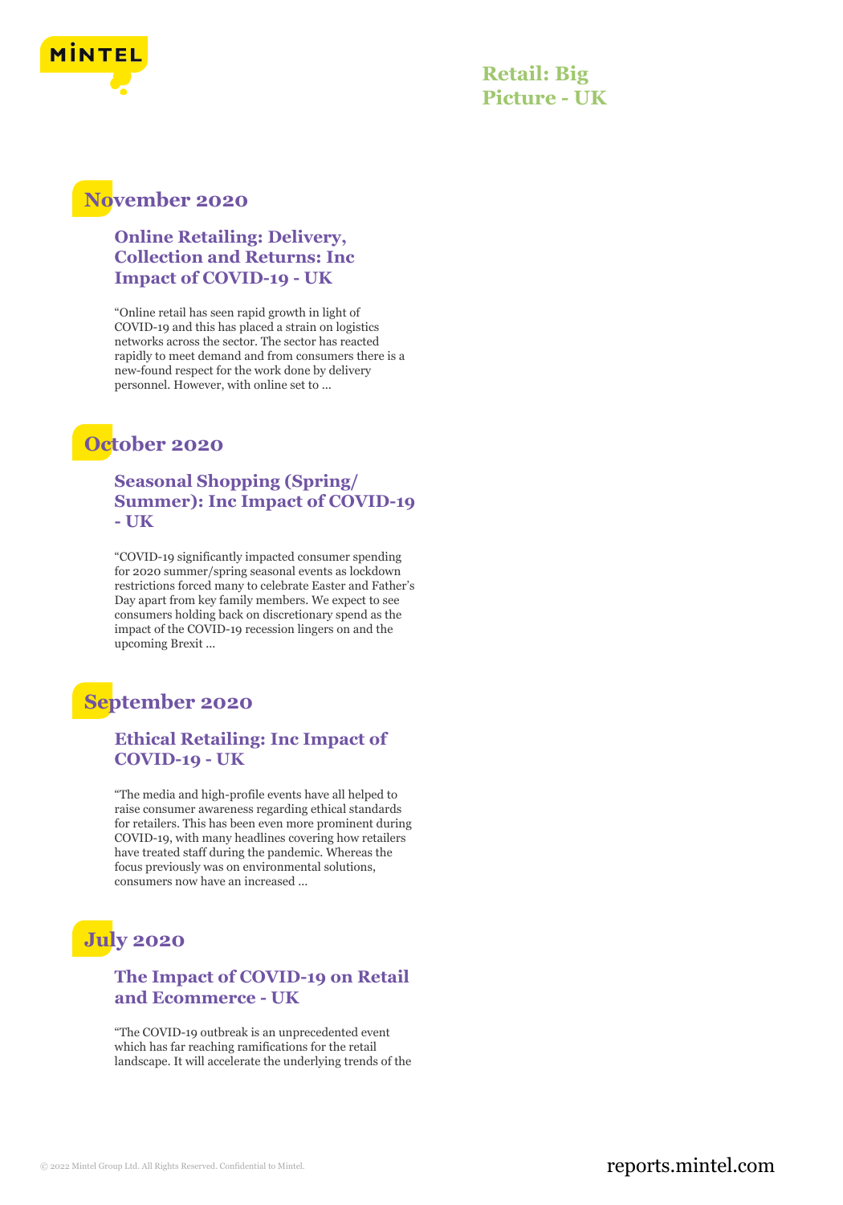# Retail: Big Picture - UK

## November 2020

### Online Retailing: Delivery, Collection and Returns: Inc Impact of COVID-19 - UK

"Online retail has seen rapid growth in light of COVID-19 and this has placed a strain on logistics networks across the sector. The sector has reacted rapidly to meet demand and from consumers there is a new-found respect for the work done by delivery personnel. However, with online set to ...

## October 2020

### Seasonal Shopping (Spring/ Summer): Inc Impact of COVID-19 - UK

"COVID-19 significantly impacted consumer spending for 2020 summer/spring seasonal events as lockdown restrictions forced many to celebrate Easter and Father's Day apart from key family members. We expect to see consumers holding back on discretionary spend as the impact of the COVID-19 recession lingers on and the upcoming Brexit ...

## September 2020

### Ethical Retailing: Inc Impact of COVID-19 - UK

"The media and high-profile events have all helped to raise consumer awareness regarding ethical standards for retailers. This has been even more prominent during COVID-19, with many headlines covering how retailers have treated staff during the pandemic. Whereas the focus previously was on environmental solutions, consumers now have an increased ...

## July 2020

### The Impact of COVID-19 on Retail and Ecommerce - UK

"The COVID-19 outbreak is an unprecedented event which has far reaching ramifications for the retail landscape. It will accelerate the underlying trends of the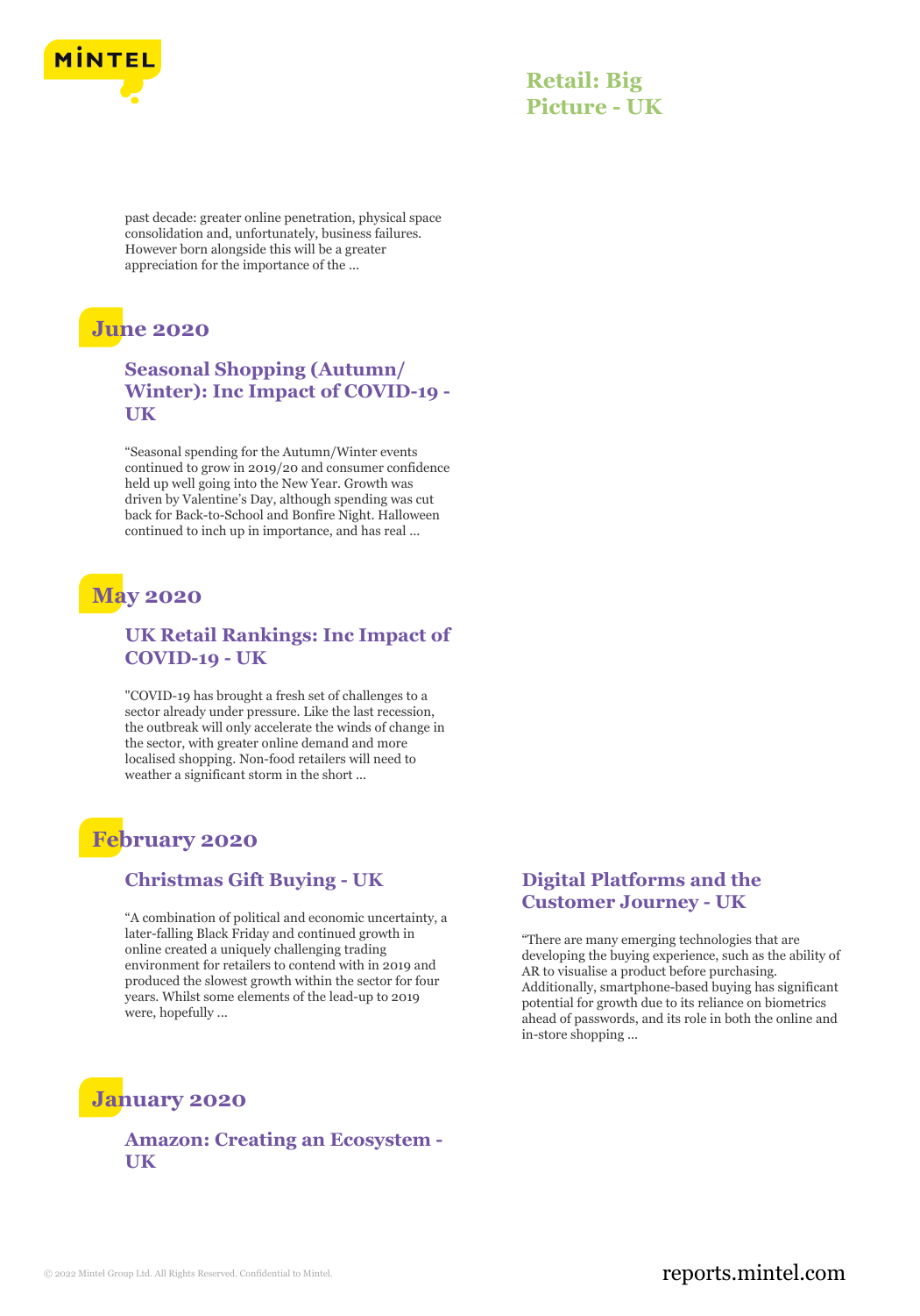past decade: greater online penetration, physical space consolidation and, unfortunately, business failures. However born alongside this will be a greater appreciation for the importance of the ...

## June 2020

### Seasonal Shopping (Autumn/ Winter): Inc Impact of COVID-19 - UK

“Seasonal spending for the Autumn/Winter events continued to grow in 2019/20 and consumer confidence held up well going into the New Year. Growth was driven by Valentine’s Day, although spending was cut back for Back-to-School and Bonfire Night. Halloween continued to inch up in importance, and has real ...

## May 2020

### UK Retail Rankings: Inc Impact of COVID-19 - UK

"COVID-19 has brought a fresh set of challenges to a sector already under pressure. Like the last recession, the outbreak will only accelerate the winds of change in the sector, with greater online demand and more localised shopping. Non-food retailers will need to weather a significant storm in the short ...

## February 2020

### Christmas Gift Buying - UK

“A combination of political and economic uncertainty, a later-falling Black Friday and continued growth in online created a uniquely challenging trading environment for retailers to contend with in 2019 and produced the slowest growth within the sector for four years. Whilst some elements of the lead-up to 2019 were, hopefully ...

### Digital Platforms and the Customer Journey - UK

“There are many emerging technologies that are developing the buying experience, such as the ability of AR to visualise a product before purchasing. Additionally, smartphone-based buying has significant potential for growth due to its reliance on biometrics ahead of passwords, and its role in both the online and in-store shopping ...

## January 2020

### Amazon: Creating an Ecosystem - UK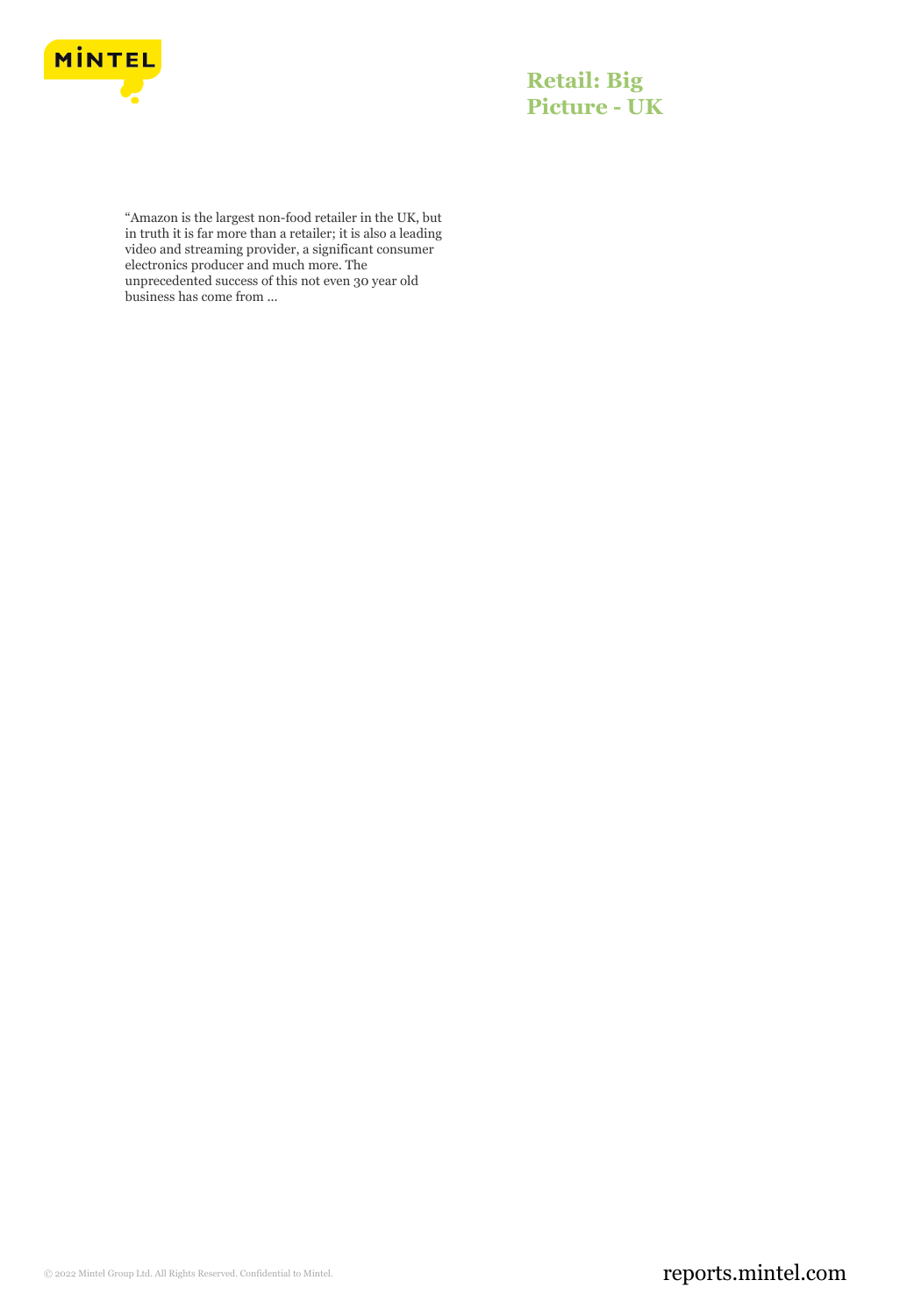"Amazon is the largest non-food retailer in the UK, but in truth it is far more than a retailer; it is also a leading video and streaming provider, a significant consumer electronics producer and much more. The unprecedented success of this not even 30 year old business has come from ...